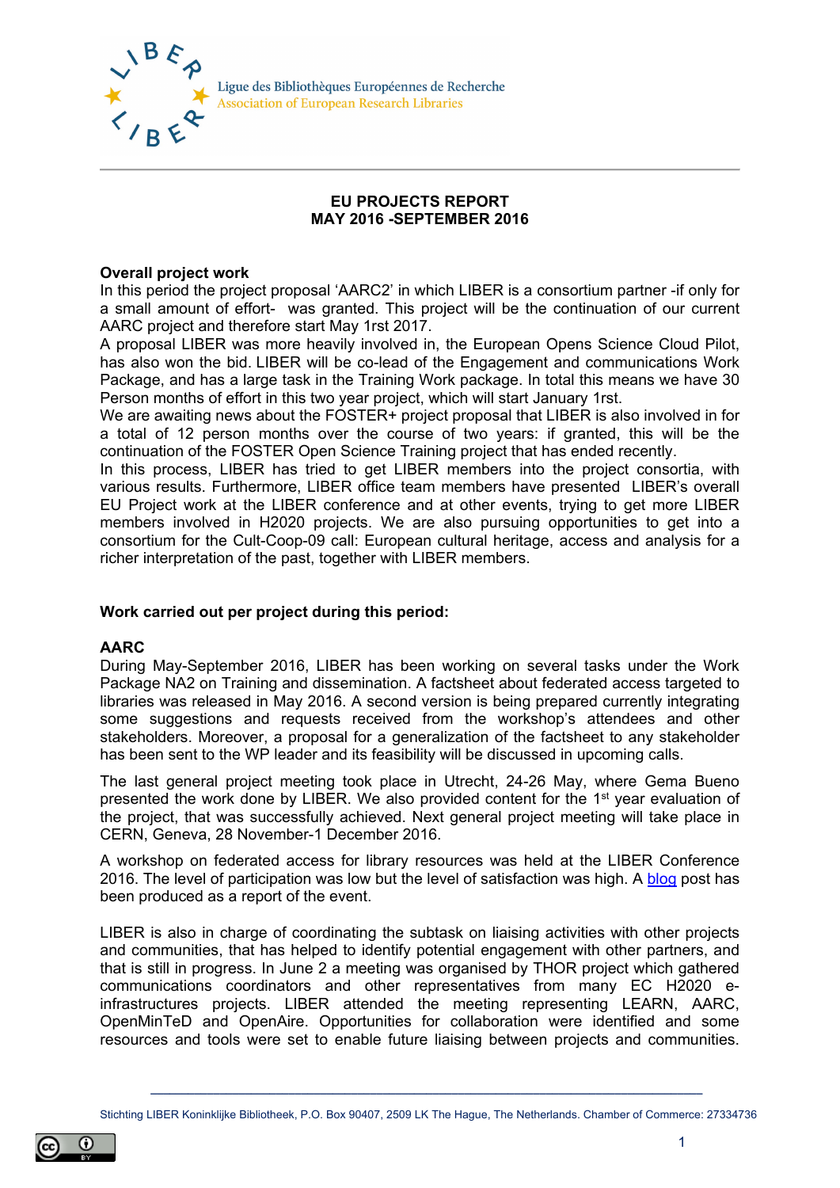Ligue des Bibliothèques Européennes de Recherche
Association of European Research Libraries

# EU PROJECTS REPORT
# MAY 2016 -SEPTEMBER 2016

**Overall project work**

In this period the project proposal 'AARC2' in which LIBER is a consortium partner -if only for a small amount of effort- was granted. This project will be the continuation of our current AARC project and therefore start May 1rst 2017.

A proposal LIBER was more heavily involved in, the European Opens Science Cloud Pilot, has also won the bid. LIBER will be co-lead of the Engagement and communications Work Package, and has a large task in the Training Work package. In total this means we have 30 Person months of effort in this two year project, which will start January 1rst.

We are awaiting news about the FOSTER+ project proposal that LIBER is also involved in for a total of 12 person months over the course of two years: if granted, this will be the continuation of the FOSTER Open Science Training project that has ended recently.

In this process, LIBER has tried to get LIBER members into the project consortia, with various results. Furthermore, LIBER office team members have presented LIBER's overall EU Project work at the LIBER conference and at other events, trying to get more LIBER members involved in H2020 projects. We are also pursuing opportunities to get into a consortium for the Cult-Coop-09 call: European cultural heritage, access and analysis for a richer interpretation of the past, together with LIBER members.

**Work carried out per project during this period:**

**AARC**

During May-September 2016, LIBER has been working on several tasks under the Work Package NA2 on Training and dissemination. A factsheet about federated access targeted to libraries was released in May 2016. A second version is being prepared currently integrating some suggestions and requests received from the workshop's attendees and other stakeholders. Moreover, a proposal for a generalization of the factsheet to any stakeholder has been sent to the WP leader and its feasibility will be discussed in upcoming calls.

The last general project meeting took place in Utrecht, 24-26 May, where Gema Bueno presented the work done by LIBER. We also provided content for the 1st year evaluation of the project, that was successfully achieved. Next general project meeting will take place in CERN, Geneva, 28 November-1 December 2016.

A workshop on federated access for library resources was held at the LIBER Conference 2016. The level of participation was low but the level of satisfaction was high. A blog post has been produced as a report of the event.

LIBER is also in charge of coordinating the subtask on liaising activities with other projects and communities, that has helped to identify potential engagement with other partners, and that is still in progress. In June 2 a meeting was organised by THOR project which gathered communications coordinators and other representatives from many EC H2020 e-infrastructures projects. LIBER attended the meeting representing LEARN, AARC, OpenMinTeD and OpenAire. Opportunities for collaboration were identified and some resources and tools were set to enable future liaising between projects and communities.

Stichting LIBER Koninklijke Bibliotheek, P.O. Box 90407, 2509 LK The Hague, The Netherlands. Chamber of Commerce: 27334736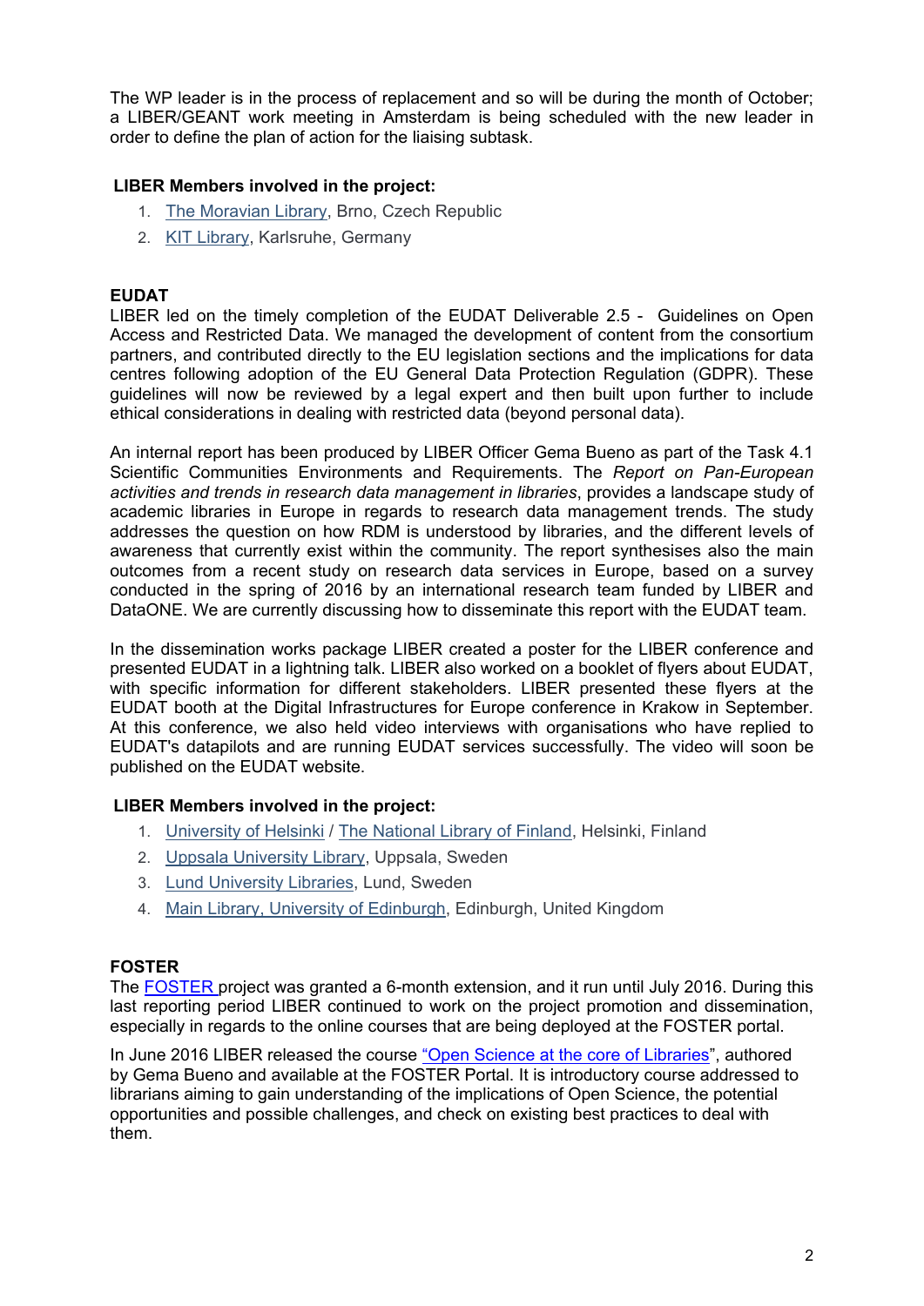The WP leader is in the process of replacement and so will be during the month of October; a LIBER/GEANT work meeting in Amsterdam is being scheduled with the new leader in order to define the plan of action for the liaising subtask.

**LIBER Members involved in the project:**

1. The Moravian Library, Brno, Czech Republic
2. KIT Library, Karlsruhe, Germany

**EUDAT**

LIBER led on the timely completion of the EUDAT Deliverable 2.5 - Guidelines on Open Access and Restricted Data. We managed the development of content from the consortium partners, and contributed directly to the EU legislation sections and the implications for data centres following adoption of the EU General Data Protection Regulation (GDPR). These guidelines will now be reviewed by a legal expert and then built upon further to include ethical considerations in dealing with restricted data (beyond personal data).

An internal report has been produced by LIBER Officer Gema Bueno as part of the Task 4.1 Scientific Communities Environments and Requirements. The *Report on Pan-European activities and trends in research data management in libraries*, provides a landscape study of academic libraries in Europe in regards to research data management trends. The study addresses the question on how RDM is understood by libraries, and the different levels of awareness that currently exist within the community. The report synthesises also the main outcomes from a recent study on research data services in Europe, based on a survey conducted in the spring of 2016 by an international research team funded by LIBER and DataONE. We are currently discussing how to disseminate this report with the EUDAT team.

In the dissemination works package LIBER created a poster for the LIBER conference and presented EUDAT in a lightning talk. LIBER also worked on a booklet of flyers about EUDAT, with specific information for different stakeholders. LIBER presented these flyers at the EUDAT booth at the Digital Infrastructures for Europe conference in Krakow in September. At this conference, we also held video interviews with organisations who have replied to EUDAT's datapilots and are running EUDAT services successfully. The video will soon be published on the EUDAT website.

**LIBER Members involved in the project:**

1. University of Helsinki / The National Library of Finland, Helsinki, Finland
2. Uppsala University Library, Uppsala, Sweden
3. Lund University Libraries, Lund, Sweden
4. Main Library, University of Edinburgh, Edinburgh, United Kingdom

**FOSTER**

The FOSTER project was granted a 6-month extension, and it run until July 2016. During this last reporting period LIBER continued to work on the project promotion and dissemination, especially in regards to the online courses that are being deployed at the FOSTER portal.

In June 2016 LIBER released the course "Open Science at the core of Libraries", authored by Gema Bueno and available at the FOSTER Portal. It is introductory course addressed to librarians aiming to gain understanding of the implications of Open Science, the potential opportunities and possible challenges, and check on existing best practices to deal with them.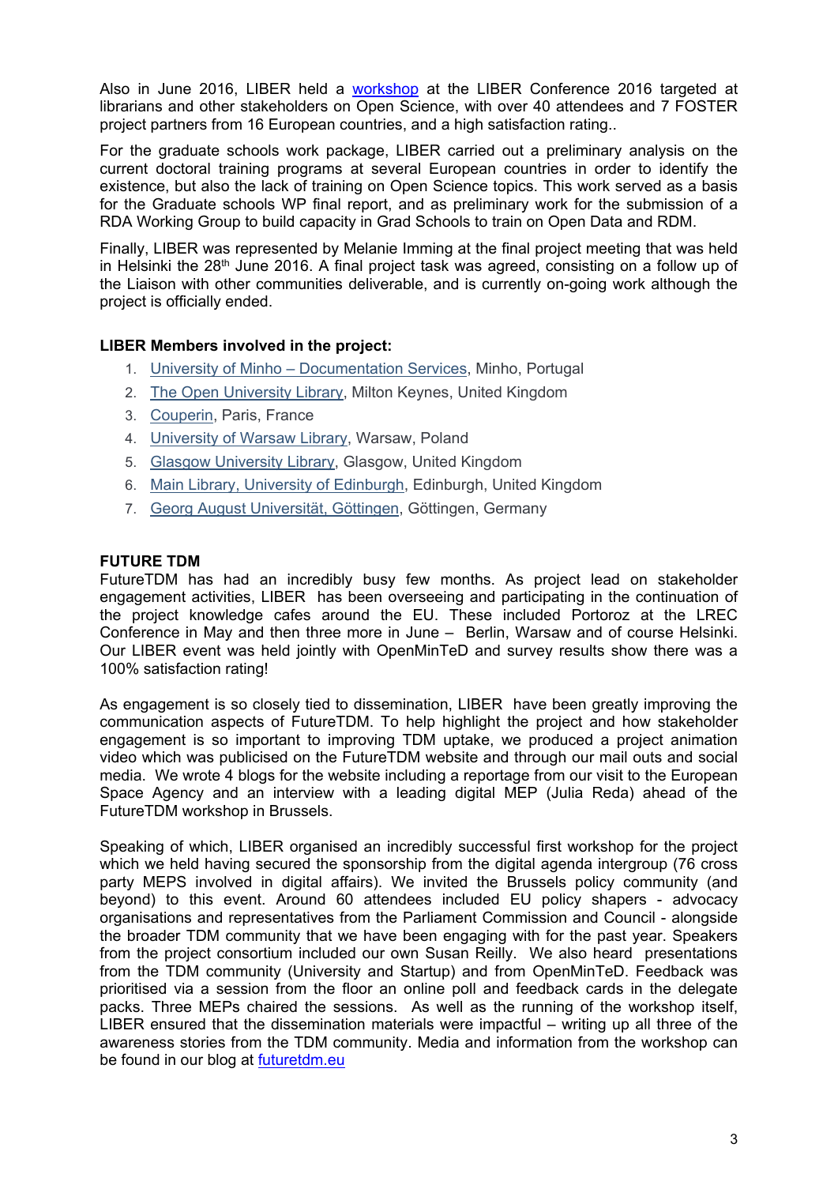Also in June 2016, LIBER held a [workshop](workshop) at the LIBER Conference 2016 targeted at librarians and other stakeholders on Open Science, with over 40 attendees and 7 FOSTER project partners from 16 European countries, and a high satisfaction rating..

For the graduate schools work package, LIBER carried out a preliminary analysis on the current doctoral training programs at several European countries in order to identify the existence, but also the lack of training on Open Science topics. This work served as a basis for the Graduate schools WP final report, and as preliminary work for the submission of a RDA Working Group to build capacity in Grad Schools to train on Open Data and RDM.

Finally, LIBER was represented by Melanie Imming at the final project meeting that was held in Helsinki the 28th June 2016. A final project task was agreed, consisting on a follow up of the Liaison with other communities deliverable, and is currently on-going work although the project is officially ended.

**LIBER Members involved in the project:**

1. University of Minho – Documentation Services, Minho, Portugal
2. The Open University Library, Milton Keynes, United Kingdom
3. Couperin, Paris, France
4. University of Warsaw Library, Warsaw, Poland
5. Glasgow University Library, Glasgow, United Kingdom
6. Main Library, University of Edinburgh, Edinburgh, United Kingdom
7. Georg August Universität, Göttingen, Göttingen, Germany

**FUTURE TDM**

FutureTDM has had an incredibly busy few months. As project lead on stakeholder engagement activities, LIBER has been overseeing and participating in the continuation of the project knowledge cafes around the EU. These included Portoroz at the LREC Conference in May and then three more in June – Berlin, Warsaw and of course Helsinki. Our LIBER event was held jointly with OpenMinTeD and survey results show there was a 100% satisfaction rating!

As engagement is so closely tied to dissemination, LIBER have been greatly improving the communication aspects of FutureTDM. To help highlight the project and how stakeholder engagement is so important to improving TDM uptake, we produced a project animation video which was publicised on the FutureTDM website and through our mail outs and social media. We wrote 4 blogs for the website including a reportage from our visit to the European Space Agency and an interview with a leading digital MEP (Julia Reda) ahead of the FutureTDM workshop in Brussels.

Speaking of which, LIBER organised an incredibly successful first workshop for the project which we held having secured the sponsorship from the digital agenda intergroup (76 cross party MEPS involved in digital affairs). We invited the Brussels policy community (and beyond) to this event. Around 60 attendees included EU policy shapers - advocacy organisations and representatives from the Parliament Commission and Council - alongside the broader TDM community that we have been engaging with for the past year. Speakers from the project consortium included our own Susan Reilly. We also heard presentations from the TDM community (University and Startup) and from OpenMinTeD. Feedback was prioritised via a session from the floor an online poll and feedback cards in the delegate packs. Three MEPs chaired the sessions. As well as the running of the workshop itself, LIBER ensured that the dissemination materials were impactful – writing up all three of the awareness stories from the TDM community. Media and information from the workshop can be found in our blog at futuretdm.eu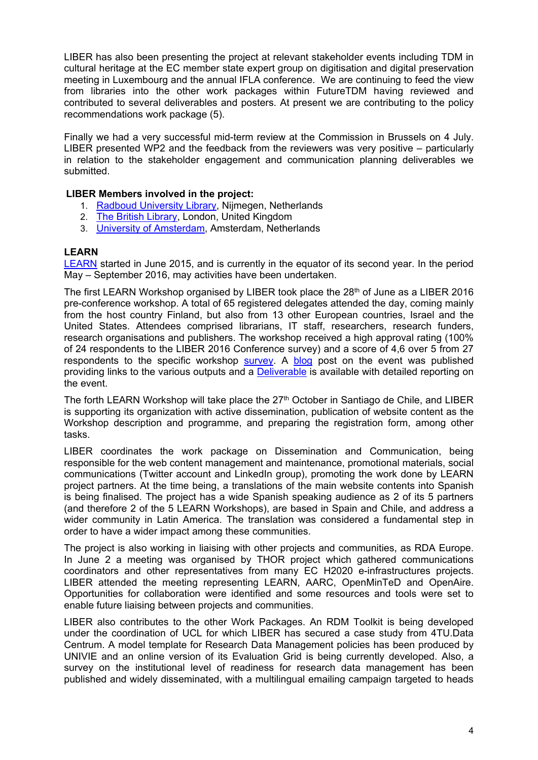LIBER has also been presenting the project at relevant stakeholder events including TDM in cultural heritage at the EC member state expert group on digitisation and digital preservation meeting in Luxembourg and the annual IFLA conference. We are continuing to feed the view from libraries into the other work packages within FutureTDM having reviewed and contributed to several deliverables and posters. At present we are contributing to the policy recommendations work package (5).

Finally we had a very successful mid-term review at the Commission in Brussels on 4 July. LIBER presented WP2 and the feedback from the reviewers was very positive – particularly in relation to the stakeholder engagement and communication planning deliverables we submitted.

**LIBER Members involved in the project:**

1. Radboud University Library, Nijmegen, Netherlands
2. The British Library, London, United Kingdom
3. University of Amsterdam, Amsterdam, Netherlands

**LEARN**

LEARN started in June 2015, and is currently in the equator of its second year. In the period May – September 2016, may activities have been undertaken.

The first LEARN Workshop organised by LIBER took place the 28th of June as a LIBER 2016 pre-conference workshop. A total of 65 registered delegates attended the day, coming mainly from the host country Finland, but also from 13 other European countries, Israel and the United States. Attendees comprised librarians, IT staff, researchers, research funders, research organisations and publishers. The workshop received a high approval rating (100% of 24 respondents to the LIBER 2016 Conference survey) and a score of 4,6 over 5 from 27 respondents to the specific workshop survey. A blog post on the event was published providing links to the various outputs and a Deliverable is available with detailed reporting on the event.

The forth LEARN Workshop will take place the 27th October in Santiago de Chile, and LIBER is supporting its organization with active dissemination, publication of website content as the Workshop description and programme, and preparing the registration form, among other tasks.

LIBER coordinates the work package on Dissemination and Communication, being responsible for the web content management and maintenance, promotional materials, social communications (Twitter account and LinkedIn group), promoting the work done by LEARN project partners. At the time being, a translations of the main website contents into Spanish is being finalised. The project has a wide Spanish speaking audience as 2 of its 5 partners (and therefore 2 of the 5 LEARN Workshops), are based in Spain and Chile, and address a wider community in Latin America. The translation was considered a fundamental step in order to have a wider impact among these communities.

The project is also working in liaising with other projects and communities, as RDA Europe. In June 2 a meeting was organised by THOR project which gathered communications coordinators and other representatives from many EC H2020 e-infrastructures projects. LIBER attended the meeting representing LEARN, AARC, OpenMinTeD and OpenAire. Opportunities for collaboration were identified and some resources and tools were set to enable future liaising between projects and communities.

LIBER also contributes to the other Work Packages. An RDM Toolkit is being developed under the coordination of UCL for which LIBER has secured a case study from 4TU.Data Centrum. A model template for Research Data Management policies has been produced by UNIVIE and an online version of its Evaluation Grid is being currently developed. Also, a survey on the institutional level of readiness for research data management has been published and widely disseminated, with a multilingual emailing campaign targeted to heads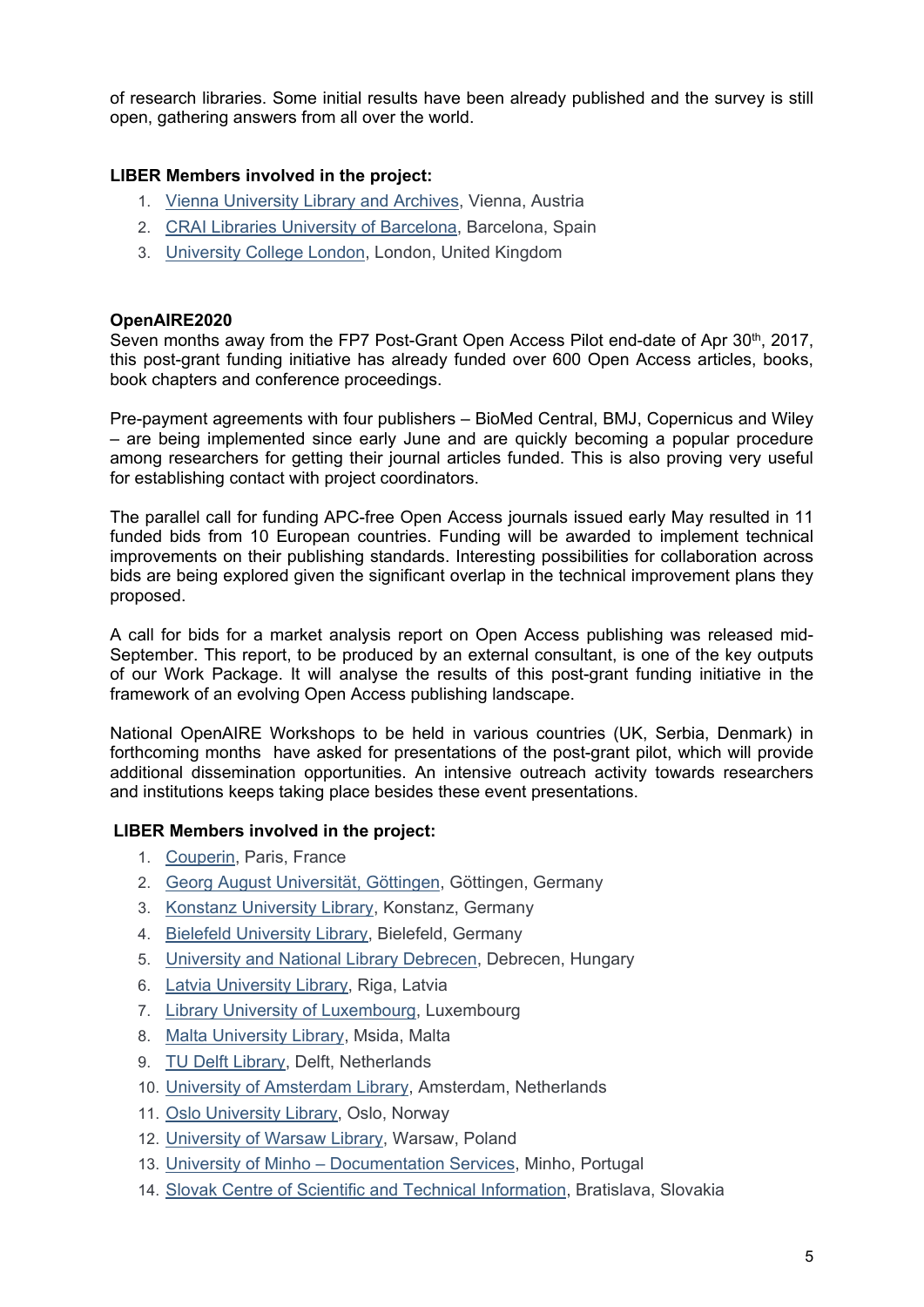of research libraries. Some initial results have been already published and the survey is still open, gathering answers from all over the world.

**LIBER Members involved in the project:**

1. Vienna University Library and Archives, Vienna, Austria
2. CRAI Libraries University of Barcelona, Barcelona, Spain
3. University College London, London, United Kingdom

**OpenAIRE2020**

Seven months away from the FP7 Post-Grant Open Access Pilot end-date of Apr 30th, 2017, this post-grant funding initiative has already funded over 600 Open Access articles, books, book chapters and conference proceedings.

Pre-payment agreements with four publishers – BioMed Central, BMJ, Copernicus and Wiley – are being implemented since early June and are quickly becoming a popular procedure among researchers for getting their journal articles funded. This is also proving very useful for establishing contact with project coordinators.

The parallel call for funding APC-free Open Access journals issued early May resulted in 11 funded bids from 10 European countries. Funding will be awarded to implement technical improvements on their publishing standards. Interesting possibilities for collaboration across bids are being explored given the significant overlap in the technical improvement plans they proposed.

A call for bids for a market analysis report on Open Access publishing was released mid-September. This report, to be produced by an external consultant, is one of the key outputs of our Work Package. It will analyse the results of this post-grant funding initiative in the framework of an evolving Open Access publishing landscape.

National OpenAIRE Workshops to be held in various countries (UK, Serbia, Denmark) in forthcoming months have asked for presentations of the post-grant pilot, which will provide additional dissemination opportunities. An intensive outreach activity towards researchers and institutions keeps taking place besides these event presentations.

**LIBER Members involved in the project:**

1. Couperin, Paris, France
2. Georg August Universität, Göttingen, Göttingen, Germany
3. Konstanz University Library, Konstanz, Germany
4. Bielefeld University Library, Bielefeld, Germany
5. University and National Library Debrecen, Debrecen, Hungary
6. Latvia University Library, Riga, Latvia
7. Library University of Luxembourg, Luxembourg
8. Malta University Library, Msida, Malta
9. TU Delft Library, Delft, Netherlands
10. University of Amsterdam Library, Amsterdam, Netherlands
11. Oslo University Library, Oslo, Norway
12. University of Warsaw Library, Warsaw, Poland
13. University of Minho – Documentation Services, Minho, Portugal
14. Slovak Centre of Scientific and Technical Information, Bratislava, Slovakia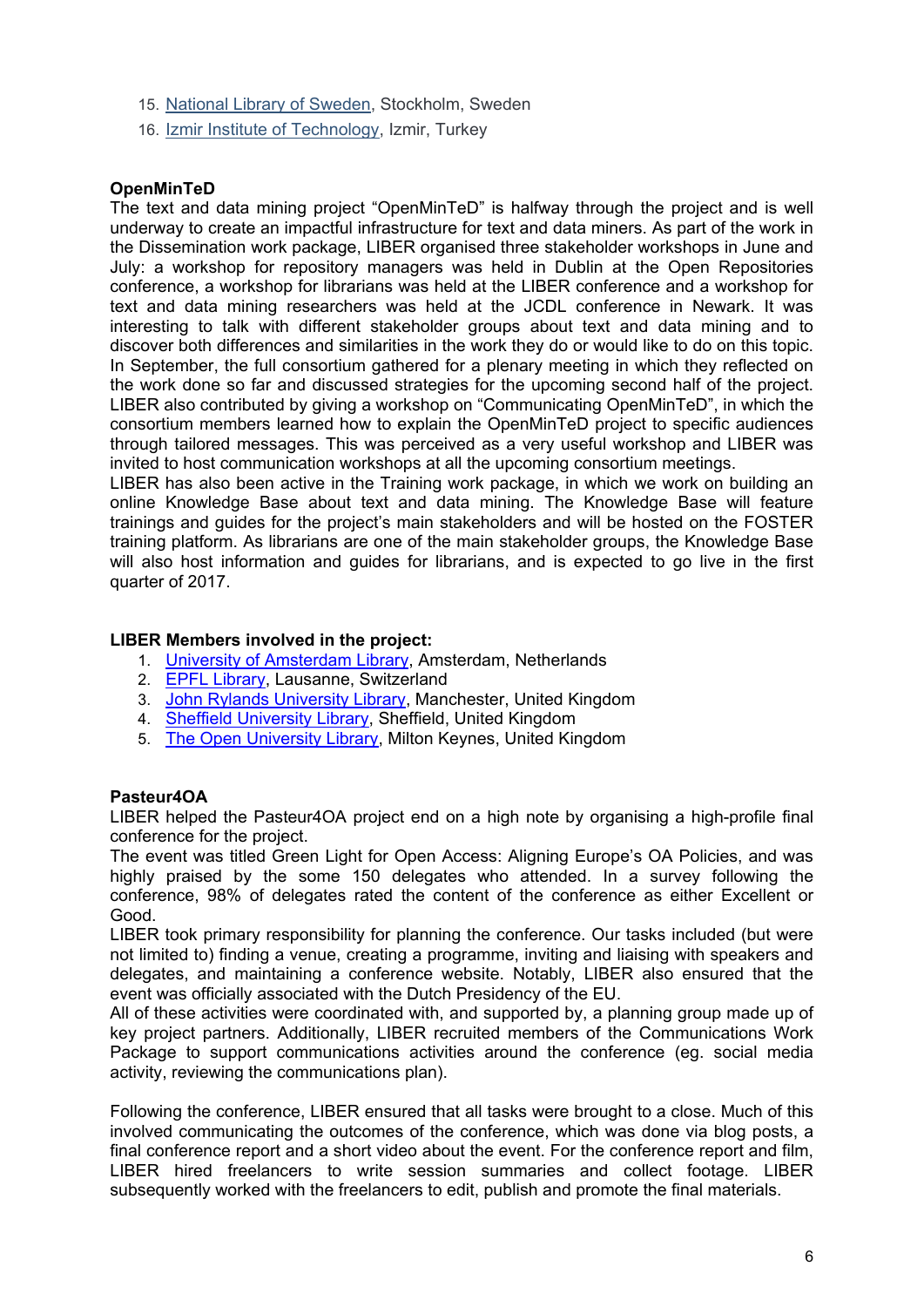15. National Library of Sweden, Stockholm, Sweden
16. Izmir Institute of Technology, Izmir, Turkey

**OpenMinTeD**

The text and data mining project "OpenMinTeD" is halfway through the project and is well underway to create an impactful infrastructure for text and data miners. As part of the work in the Dissemination work package, LIBER organised three stakeholder workshops in June and July: a workshop for repository managers was held in Dublin at the Open Repositories conference, a workshop for librarians was held at the LIBER conference and a workshop for text and data mining researchers was held at the JCDL conference in Newark. It was interesting to talk with different stakeholder groups about text and data mining and to discover both differences and similarities in the work they do or would like to do on this topic. In September, the full consortium gathered for a plenary meeting in which they reflected on the work done so far and discussed strategies for the upcoming second half of the project. LIBER also contributed by giving a workshop on "Communicating OpenMinTeD", in which the consortium members learned how to explain the OpenMinTeD project to specific audiences through tailored messages. This was perceived as a very useful workshop and LIBER was invited to host communication workshops at all the upcoming consortium meetings.

LIBER has also been active in the Training work package, in which we work on building an online Knowledge Base about text and data mining. The Knowledge Base will feature trainings and guides for the project's main stakeholders and will be hosted on the FOSTER training platform. As librarians are one of the main stakeholder groups, the Knowledge Base will also host information and guides for librarians, and is expected to go live in the first quarter of 2017.

**LIBER Members involved in the project:**

1. University of Amsterdam Library, Amsterdam, Netherlands
2. EPFL Library, Lausanne, Switzerland
3. John Rylands University Library, Manchester, United Kingdom
4. Sheffield University Library, Sheffield, United Kingdom
5. The Open University Library, Milton Keynes, United Kingdom

**Pasteur4OA**

LIBER helped the Pasteur4OA project end on a high note by organising a high-profile final conference for the project.

The event was titled Green Light for Open Access: Aligning Europe's OA Policies, and was highly praised by the some 150 delegates who attended. In a survey following the conference, 98% of delegates rated the content of the conference as either Excellent or Good.

LIBER took primary responsibility for planning the conference. Our tasks included (but were not limited to) finding a venue, creating a programme, inviting and liaising with speakers and delegates, and maintaining a conference website. Notably, LIBER also ensured that the event was officially associated with the Dutch Presidency of the EU.

All of these activities were coordinated with, and supported by, a planning group made up of key project partners. Additionally, LIBER recruited members of the Communications Work Package to support communications activities around the conference (eg. social media activity, reviewing the communications plan).

Following the conference, LIBER ensured that all tasks were brought to a close. Much of this involved communicating the outcomes of the conference, which was done via blog posts, a final conference report and a short video about the event. For the conference report and film, LIBER hired freelancers to write session summaries and collect footage. LIBER subsequently worked with the freelancers to edit, publish and promote the final materials.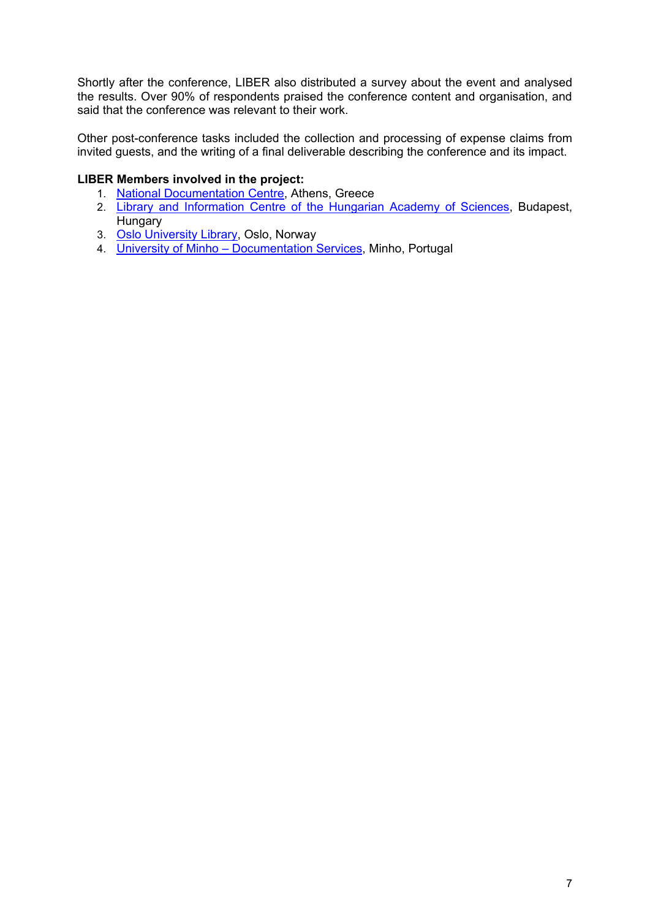Shortly after the conference, LIBER also distributed a survey about the event and analysed the results. Over 90% of respondents praised the conference content and organisation, and said that the conference was relevant to their work.

Other post-conference tasks included the collection and processing of expense claims from invited guests, and the writing of a final deliverable describing the conference and its impact.

**LIBER Members involved in the project:**

1. National Documentation Centre, Athens, Greece
2. Library and Information Centre of the Hungarian Academy of Sciences, Budapest, Hungary
3. Oslo University Library, Oslo, Norway
4. University of Minho – Documentation Services, Minho, Portugal